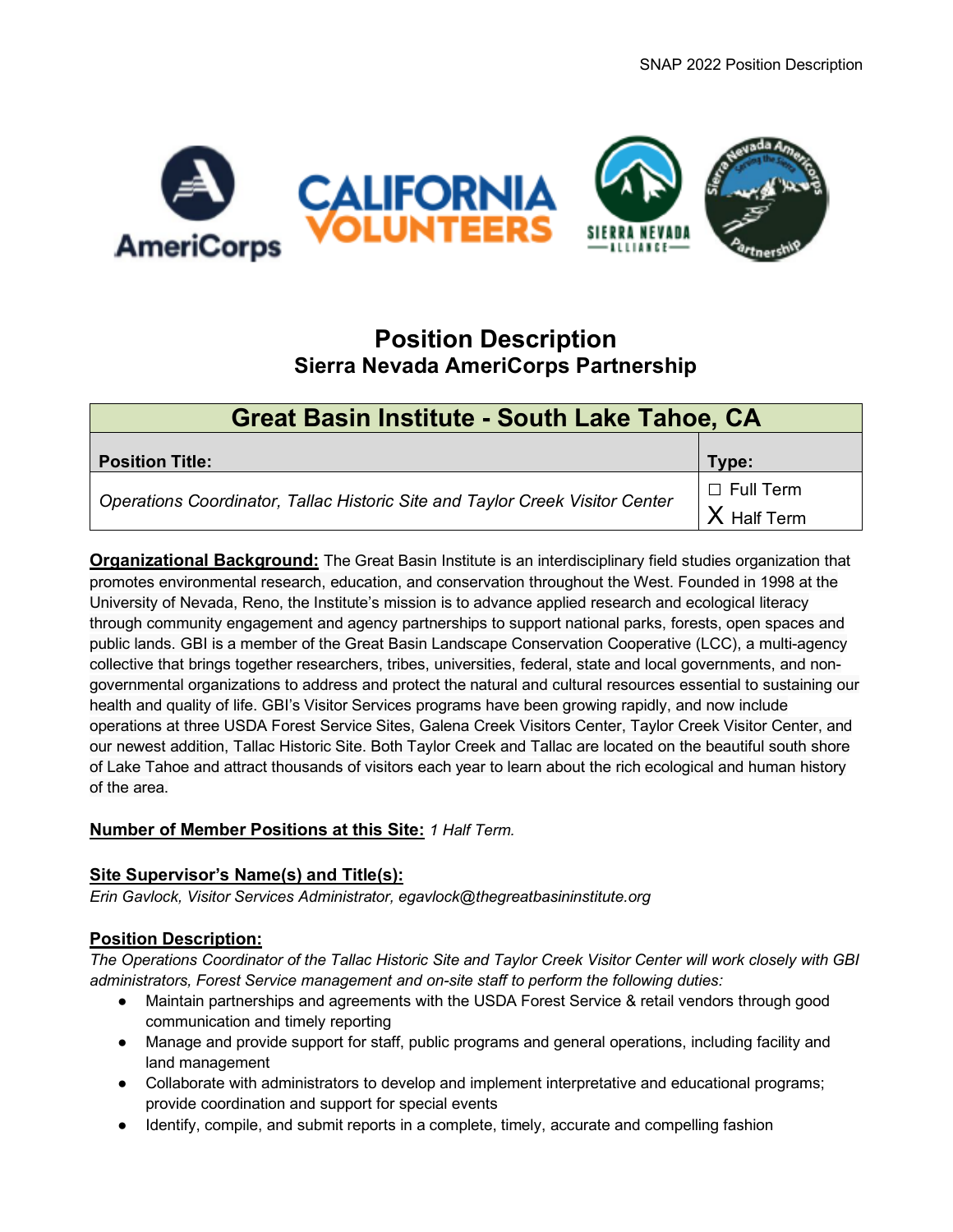# Position Description

## Sierra Nevada AmeriCorps Partnership

| Great Basin Institute - South Lake Tahoe, CA | |
|---|---|
| **Position Title:** | **Type:** |
| *Operations Coordinator, Tallac Historic Site and Taylor Creek Visitor Center* | ☐ Full Term<br>X Half Term |

**Organizational Background:** The Great Basin Institute is an interdisciplinary field studies organization that promotes environmental research, education, and conservation throughout the West. Founded in 1998 at the University of Nevada, Reno, the Institute's mission is to advance applied research and ecological literacy through community engagement and agency partnerships to support national parks, forests, open spaces and public lands. GBI is a member of the Great Basin Landscape Conservation Cooperative (LCC), a multi-agency collective that brings together researchers, tribes, universities, federal, state and local governments, and non-governmental organizations to address and protect the natural and cultural resources essential to sustaining our health and quality of life. GBI's Visitor Services programs have been growing rapidly, and now include operations at three USDA Forest Service Sites, Galena Creek Visitors Center, Taylor Creek Visitor Center, and our newest addition, Tallac Historic Site. Both Taylor Creek and Tallac are located on the beautiful south shore of Lake Tahoe and attract thousands of visitors each year to learn about the rich ecological and human history of the area.

**Number of Member Positions at this Site:** *1 Half Term.*

**Site Supervisor's Name(s) and Title(s):**
*Erin Gavlock, Visitor Services Administrator, egavlock@thegreatbasininstitute.org*

**Position Description:**
*The Operations Coordinator of the Tallac Historic Site and Taylor Creek Visitor Center will work closely with GBI administrators, Forest Service management and on-site staff to perform the following duties:*

- Maintain partnerships and agreements with the USDA Forest Service & retail vendors through good communication and timely reporting
- Manage and provide support for staff, public programs and general operations, including facility and land management
- Collaborate with administrators to develop and implement interpretative and educational programs; provide coordination and support for special events
- Identify, compile, and submit reports in a complete, timely, accurate and compelling fashion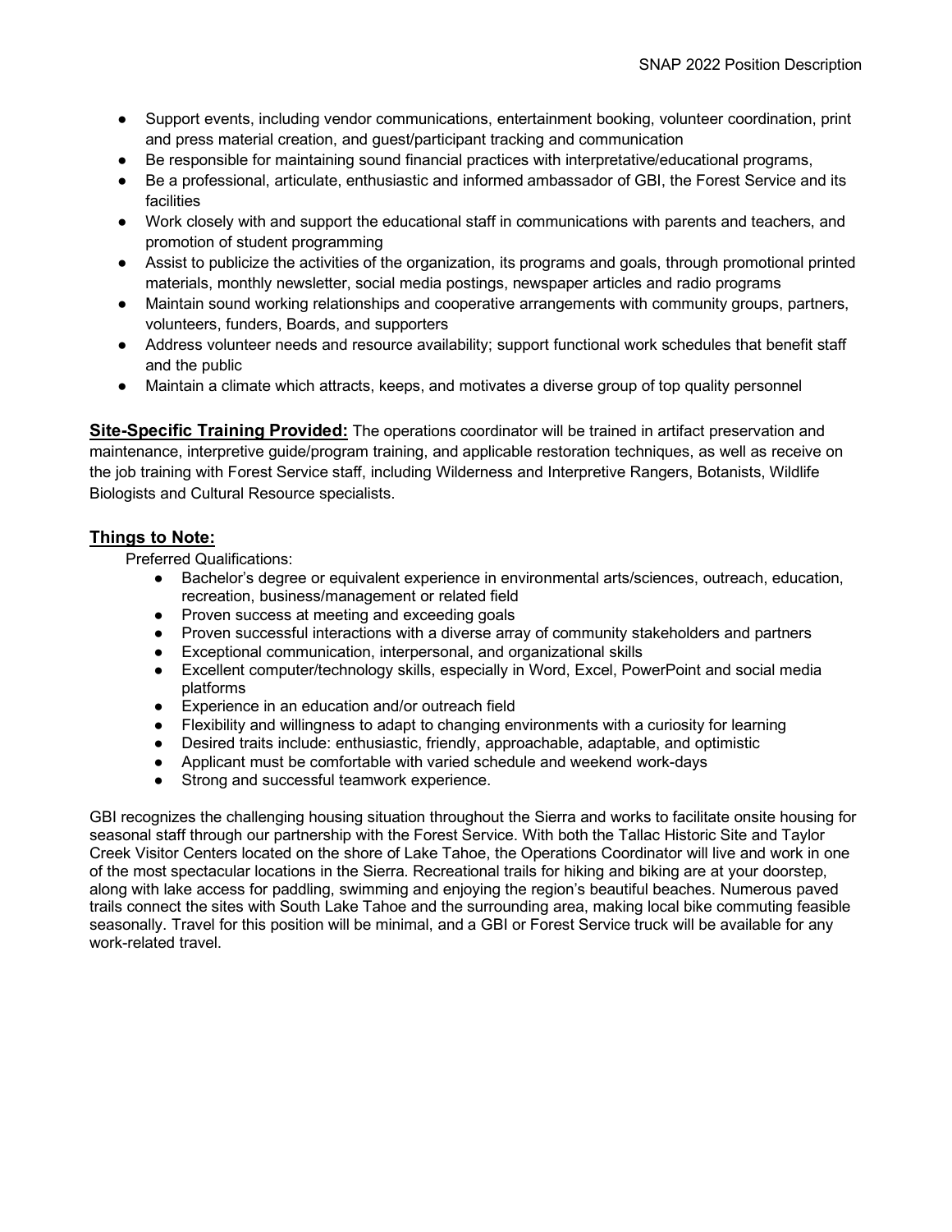- Support events, including vendor communications, entertainment booking, volunteer coordination, print and press material creation, and guest/participant tracking and communication
- Be responsible for maintaining sound financial practices with interpretative/educational programs,
- Be a professional, articulate, enthusiastic and informed ambassador of GBI, the Forest Service and its facilities
- Work closely with and support the educational staff in communications with parents and teachers, and promotion of student programming
- Assist to publicize the activities of the organization, its programs and goals, through promotional printed materials, monthly newsletter, social media postings, newspaper articles and radio programs
- Maintain sound working relationships and cooperative arrangements with community groups, partners, volunteers, funders, Boards, and supporters
- Address volunteer needs and resource availability; support functional work schedules that benefit staff and the public
- Maintain a climate which attracts, keeps, and motivates a diverse group of top quality personnel

**Site-Specific Training Provided:** The operations coordinator will be trained in artifact preservation and maintenance, interpretive guide/program training, and applicable restoration techniques, as well as receive on the job training with Forest Service staff, including Wilderness and Interpretive Rangers, Botanists, Wildlife Biologists and Cultural Resource specialists.

## Things to Note:

Preferred Qualifications:

- Bachelor's degree or equivalent experience in environmental arts/sciences, outreach, education, recreation, business/management or related field
- Proven success at meeting and exceeding goals
- Proven successful interactions with a diverse array of community stakeholders and partners
- Exceptional communication, interpersonal, and organizational skills
- Excellent computer/technology skills, especially in Word, Excel, PowerPoint and social media platforms
- Experience in an education and/or outreach field
- Flexibility and willingness to adapt to changing environments with a curiosity for learning
- Desired traits include: enthusiastic, friendly, approachable, adaptable, and optimistic
- Applicant must be comfortable with varied schedule and weekend work-days
- Strong and successful teamwork experience.

GBI recognizes the challenging housing situation throughout the Sierra and works to facilitate onsite housing for seasonal staff through our partnership with the Forest Service. With both the Tallac Historic Site and Taylor Creek Visitor Centers located on the shore of Lake Tahoe, the Operations Coordinator will live and work in one of the most spectacular locations in the Sierra. Recreational trails for hiking and biking are at your doorstep, along with lake access for paddling, swimming and enjoying the region's beautiful beaches. Numerous paved trails connect the sites with South Lake Tahoe and the surrounding area, making local bike commuting feasible seasonally. Travel for this position will be minimal, and a GBI or Forest Service truck will be available for any work-related travel.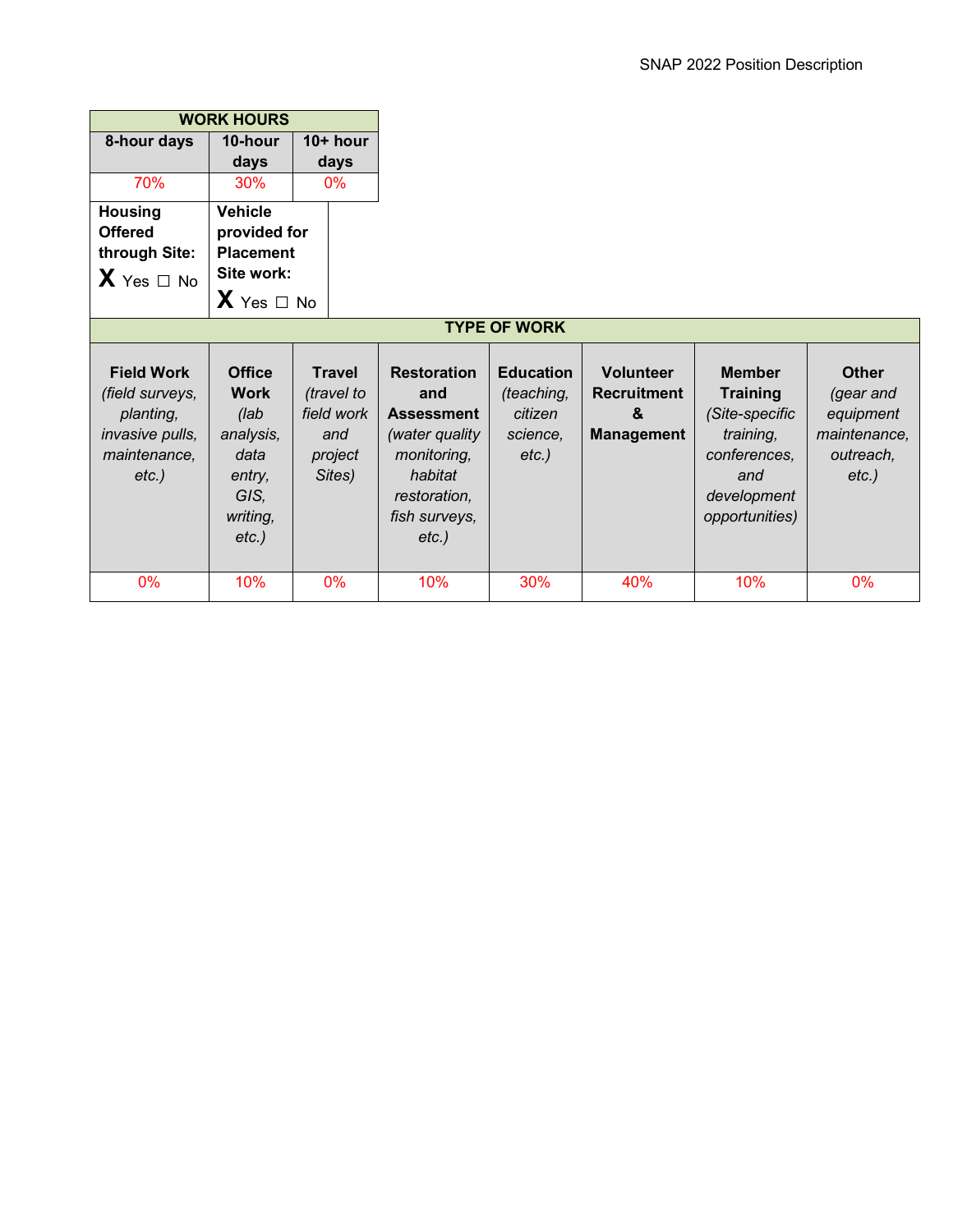| WORK HOURS | | |
|---|---|---|
| 8-hour days | 10-hour days | 10+ hour days |
| 70% | 30% | 0% |

| Housing Offered through Site: | Vehicle provided for Placement Site work: |
|---|---|
| X Yes ☐ No | X Yes ☐ No |

| TYPE OF WORK | | | | | | | |
|---|---|---|---|---|---|---|---|
| **Field Work** *(field surveys, planting, invasive pulls, maintenance, etc.)* | **Office Work** *(lab analysis, data entry, GIS, writing, etc.)* | **Travel** *(travel to field work and project Sites)* | **Restoration and Assessment** *(water quality monitoring, habitat restoration, fish surveys, etc.)* | **Education** *(teaching, citizen science, etc.)* | **Volunteer Recruitment & Management** | **Member Training** *(Site-specific training, conferences, and development opportunities)* | **Other** *(gear and equipment maintenance, outreach, etc.)* |
| 0% | 10% | 0% | 10% | 30% | 40% | 10% | 0% |